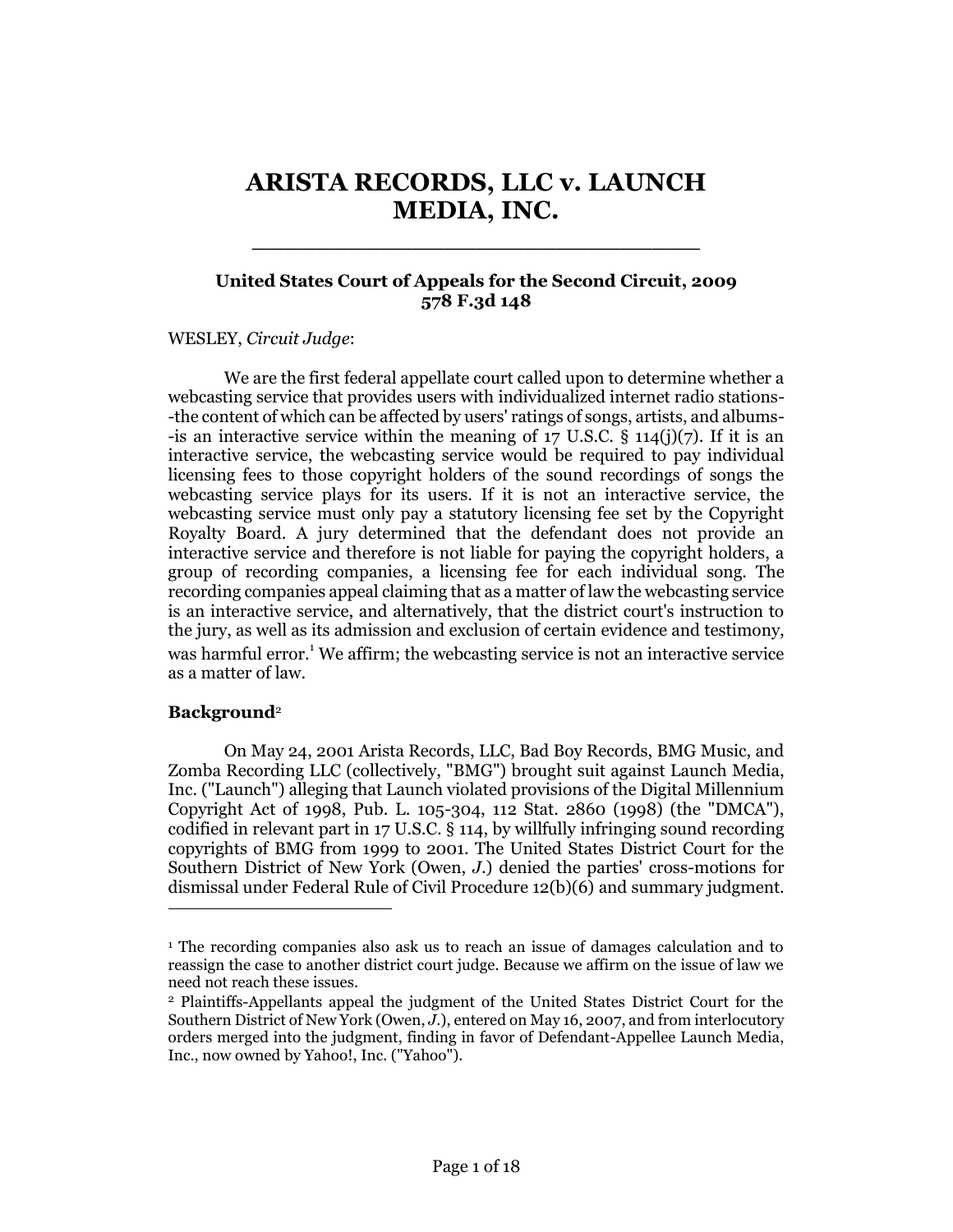# ARISTA RECORDS, LLC v. LAUNCH MEDIA, INC.

**United States Court of Appeals for the Second Circuit, 2009**
**578 F.3d 148**

WESLEY, *Circuit Judge*:

We are the first federal appellate court called upon to determine whether a webcasting service that provides users with individualized internet radio stations--the content of which can be affected by users' ratings of songs, artists, and albums--is an interactive service within the meaning of 17 U.S.C. § 114(j)(7). If it is an interactive service, the webcasting service would be required to pay individual licensing fees to those copyright holders of the sound recordings of songs the webcasting service plays for its users. If it is not an interactive service, the webcasting service must only pay a statutory licensing fee set by the Copyright Royalty Board. A jury determined that the defendant does not provide an interactive service and therefore is not liable for paying the copyright holders, a group of recording companies, a licensing fee for each individual song. The recording companies appeal claiming that as a matter of law the webcasting service is an interactive service, and alternatively, that the district court's instruction to the jury, as well as its admission and exclusion of certain evidence and testimony, was harmful error.[1] We affirm; the webcasting service is not an interactive service as a matter of law.

**Background**[2]

On May 24, 2001 Arista Records, LLC, Bad Boy Records, BMG Music, and Zomba Recording LLC (collectively, "BMG") brought suit against Launch Media, Inc. ("Launch") alleging that Launch violated provisions of the Digital Millennium Copyright Act of 1998, Pub. L. 105-304, 112 Stat. 2860 (1998) (the "DMCA"), codified in relevant part in 17 U.S.C. § 114, by willfully infringing sound recording copyrights of BMG from 1999 to 2001. The United States District Court for the Southern District of New York (Owen, *J.*) denied the parties' cross-motions for dismissal under Federal Rule of Civil Procedure 12(b)(6) and summary judgment.

---

[1] The recording companies also ask us to reach an issue of damages calculation and to reassign the case to another district court judge. Because we affirm on the issue of law we need not reach these issues.

[2] Plaintiffs-Appellants appeal the judgment of the United States District Court for the Southern District of New York (Owen, *J.*), entered on May 16, 2007, and from interlocutory orders merged into the judgment, finding in favor of Defendant-Appellee Launch Media, Inc., now owned by Yahoo!, Inc. ("Yahoo").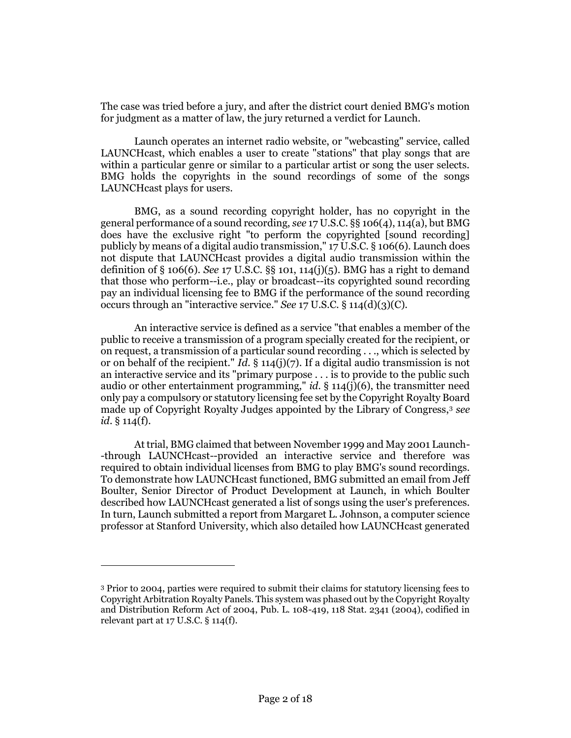The case was tried before a jury, and after the district court denied BMG's motion for judgment as a matter of law, the jury returned a verdict for Launch.

Launch operates an internet radio website, or "webcasting" service, called LAUNCHcast, which enables a user to create "stations" that play songs that are within a particular genre or similar to a particular artist or song the user selects. BMG holds the copyrights in the sound recordings of some of the songs LAUNCHcast plays for users.

BMG, as a sound recording copyright holder, has no copyright in the general performance of a sound recording, *see* 17 U.S.C. §§ 106(4), 114(a), but BMG does have the exclusive right "to perform the copyrighted [sound recording] publicly by means of a digital audio transmission," 17 U.S.C. § 106(6). Launch does not dispute that LAUNCHcast provides a digital audio transmission within the definition of § 106(6). *See* 17 U.S.C. §§ 101, 114(j)(5). BMG has a right to demand that those who perform--i.e., play or broadcast--its copyrighted sound recording pay an individual licensing fee to BMG if the performance of the sound recording occurs through an "interactive service." *See* 17 U.S.C. § 114(d)(3)(C).

An interactive service is defined as a service "that enables a member of the public to receive a transmission of a program specially created for the recipient, or on request, a transmission of a particular sound recording . . ., which is selected by or on behalf of the recipient." *Id.* § 114(j)(7). If a digital audio transmission is not an interactive service and its "primary purpose . . . is to provide to the public such audio or other entertainment programming," *id.* § 114(j)(6), the transmitter need only pay a compulsory or statutory licensing fee set by the Copyright Royalty Board made up of Copyright Royalty Judges appointed by the Library of Congress,[3] *see id.* § 114(f).

At trial, BMG claimed that between November 1999 and May 2001 Launch--through LAUNCHcast--provided an interactive service and therefore was required to obtain individual licenses from BMG to play BMG's sound recordings. To demonstrate how LAUNCHcast functioned, BMG submitted an email from Jeff Boulter, Senior Director of Product Development at Launch, in which Boulter described how LAUNCHcast generated a list of songs using the user's preferences. In turn, Launch submitted a report from Margaret L. Johnson, a computer science professor at Stanford University, which also detailed how LAUNCHcast generated

---

[3] Prior to 2004, parties were required to submit their claims for statutory licensing fees to Copyright Arbitration Royalty Panels. This system was phased out by the Copyright Royalty and Distribution Reform Act of 2004, Pub. L. 108-419, 118 Stat. 2341 (2004), codified in relevant part at 17 U.S.C. § 114(f).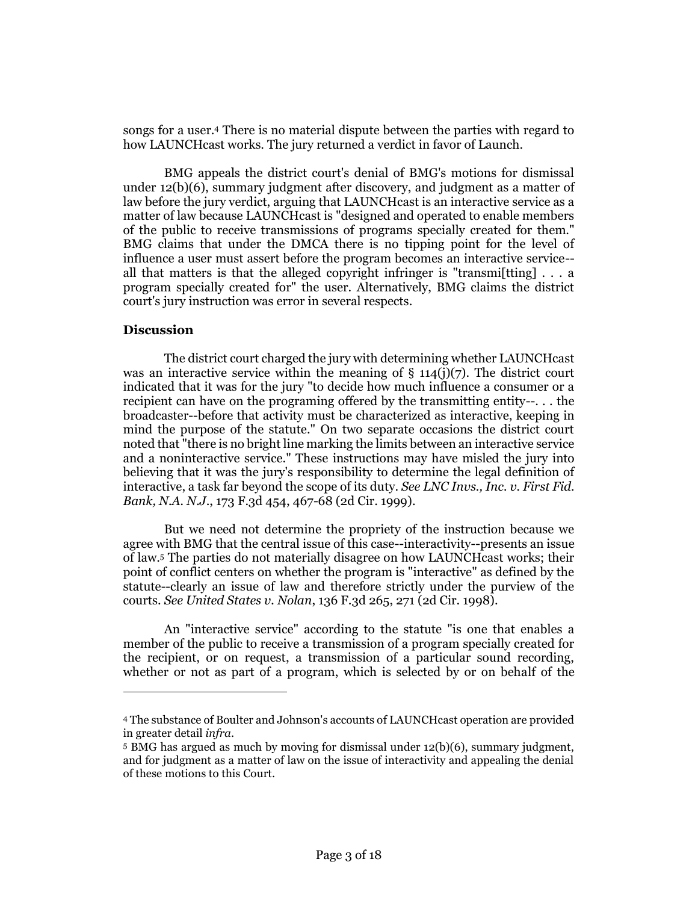songs for a user.[4] There is no material dispute between the parties with regard to how LAUNCHcast works. The jury returned a verdict in favor of Launch.

BMG appeals the district court's denial of BMG's motions for dismissal under 12(b)(6), summary judgment after discovery, and judgment as a matter of law before the jury verdict, arguing that LAUNCHcast is an interactive service as a matter of law because LAUNCHcast is "designed and operated to enable members of the public to receive transmissions of programs specially created for them." BMG claims that under the DMCA there is no tipping point for the level of influence a user must assert before the program becomes an interactive service--all that matters is that the alleged copyright infringer is "transmi[tting] . . . a program specially created for" the user. Alternatively, BMG claims the district court's jury instruction was error in several respects.

**Discussion**

The district court charged the jury with determining whether LAUNCHcast was an interactive service within the meaning of § 114(j)(7). The district court indicated that it was for the jury "to decide how much influence a consumer or a recipient can have on the programing offered by the transmitting entity--. . . the broadcaster--before that activity must be characterized as interactive, keeping in mind the purpose of the statute." On two separate occasions the district court noted that "there is no bright line marking the limits between an interactive service and a noninteractive service." These instructions may have misled the jury into believing that it was the jury's responsibility to determine the legal definition of interactive, a task far beyond the scope of its duty. *See LNC Invs., Inc. v. First Fid. Bank, N.A. N.J.*, 173 F.3d 454, 467-68 (2d Cir. 1999).

But we need not determine the propriety of the instruction because we agree with BMG that the central issue of this case--interactivity--presents an issue of law.[5] The parties do not materially disagree on how LAUNCHcast works; their point of conflict centers on whether the program is "interactive" as defined by the statute--clearly an issue of law and therefore strictly under the purview of the courts. *See United States v. Nolan*, 136 F.3d 265, 271 (2d Cir. 1998).

An "interactive service" according to the statute "is one that enables a member of the public to receive a transmission of a program specially created for the recipient, or on request, a transmission of a particular sound recording, whether or not as part of a program, which is selected by or on behalf of the

---

[4] The substance of Boulter and Johnson's accounts of LAUNCHcast operation are provided in greater detail *infra*.

[5] BMG has argued as much by moving for dismissal under 12(b)(6), summary judgment, and for judgment as a matter of law on the issue of interactivity and appealing the denial of these motions to this Court.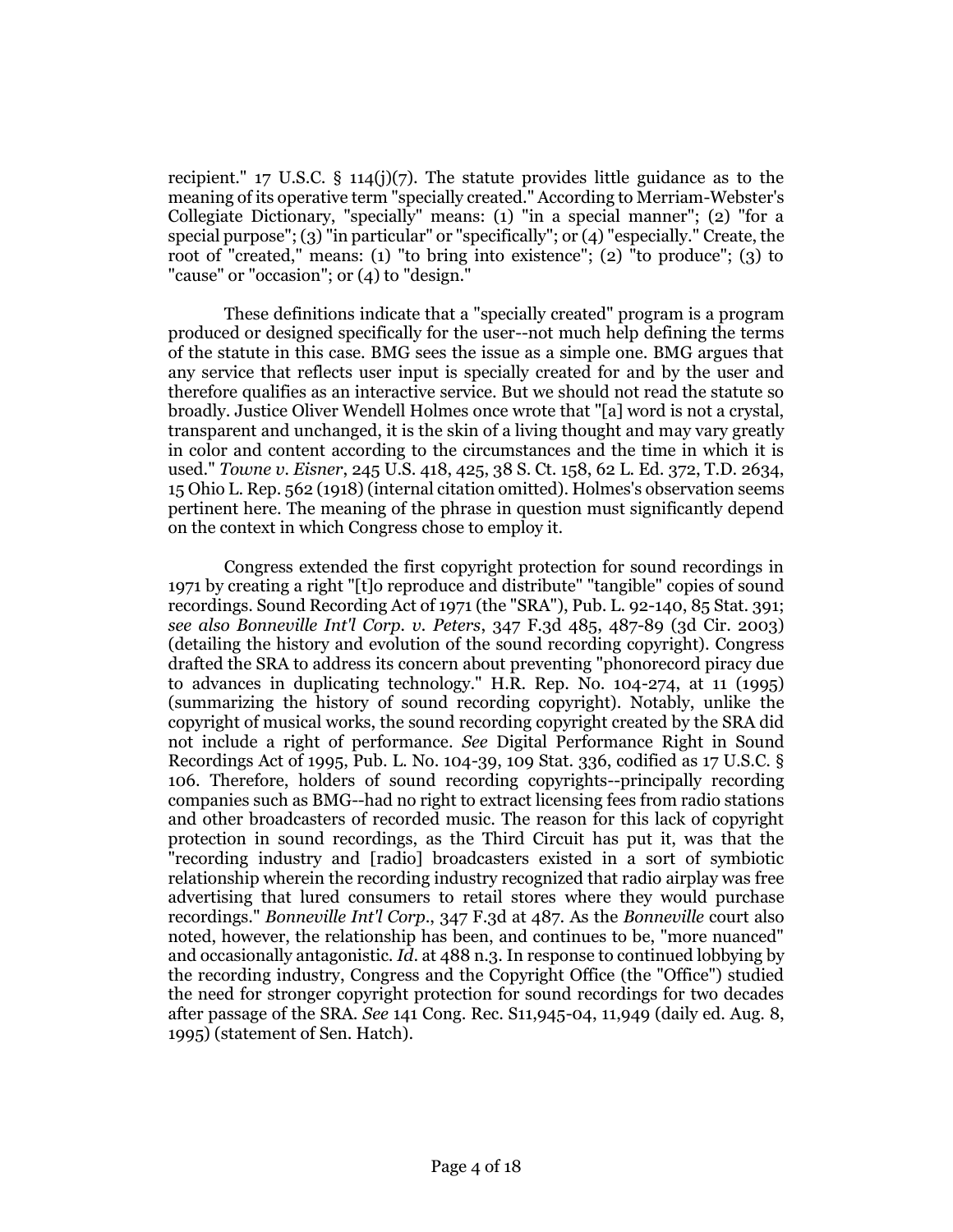recipient." 17 U.S.C. § 114(j)(7). The statute provides little guidance as to the meaning of its operative term "specially created." According to Merriam-Webster's Collegiate Dictionary, "specially" means: (1) "in a special manner"; (2) "for a special purpose"; (3) "in particular" or "specifically"; or (4) "especially." Create, the root of "created," means: (1) "to bring into existence"; (2) "to produce"; (3) to "cause" or "occasion"; or (4) to "design."

These definitions indicate that a "specially created" program is a program produced or designed specifically for the user--not much help defining the terms of the statute in this case. BMG sees the issue as a simple one. BMG argues that any service that reflects user input is specially created for and by the user and therefore qualifies as an interactive service. But we should not read the statute so broadly. Justice Oliver Wendell Holmes once wrote that "[a] word is not a crystal, transparent and unchanged, it is the skin of a living thought and may vary greatly in color and content according to the circumstances and the time in which it is used." *Towne v. Eisner*, 245 U.S. 418, 425, 38 S. Ct. 158, 62 L. Ed. 372, T.D. 2634, 15 Ohio L. Rep. 562 (1918) (internal citation omitted). Holmes's observation seems pertinent here. The meaning of the phrase in question must significantly depend on the context in which Congress chose to employ it.

Congress extended the first copyright protection for sound recordings in 1971 by creating a right "[t]o reproduce and distribute" "tangible" copies of sound recordings. Sound Recording Act of 1971 (the "SRA"), Pub. L. 92-140, 85 Stat. 391; *see also Bonneville Int'l Corp. v. Peters*, 347 F.3d 485, 487-89 (3d Cir. 2003) (detailing the history and evolution of the sound recording copyright). Congress drafted the SRA to address its concern about preventing "phonorecord piracy due to advances in duplicating technology." H.R. Rep. No. 104-274, at 11 (1995) (summarizing the history of sound recording copyright). Notably, unlike the copyright of musical works, the sound recording copyright created by the SRA did not include a right of performance. *See* Digital Performance Right in Sound Recordings Act of 1995, Pub. L. No. 104-39, 109 Stat. 336, codified as 17 U.S.C. § 106. Therefore, holders of sound recording copyrights--principally recording companies such as BMG--had no right to extract licensing fees from radio stations and other broadcasters of recorded music. The reason for this lack of copyright protection in sound recordings, as the Third Circuit has put it, was that the "recording industry and [radio] broadcasters existed in a sort of symbiotic relationship wherein the recording industry recognized that radio airplay was free advertising that lured consumers to retail stores where they would purchase recordings." *Bonneville Int'l Corp.*, 347 F.3d at 487. As the *Bonneville* court also noted, however, the relationship has been, and continues to be, "more nuanced" and occasionally antagonistic. *Id.* at 488 n.3. In response to continued lobbying by the recording industry, Congress and the Copyright Office (the "Office") studied the need for stronger copyright protection for sound recordings for two decades after passage of the SRA. *See* 141 Cong. Rec. S11,945-04, 11,949 (daily ed. Aug. 8, 1995) (statement of Sen. Hatch).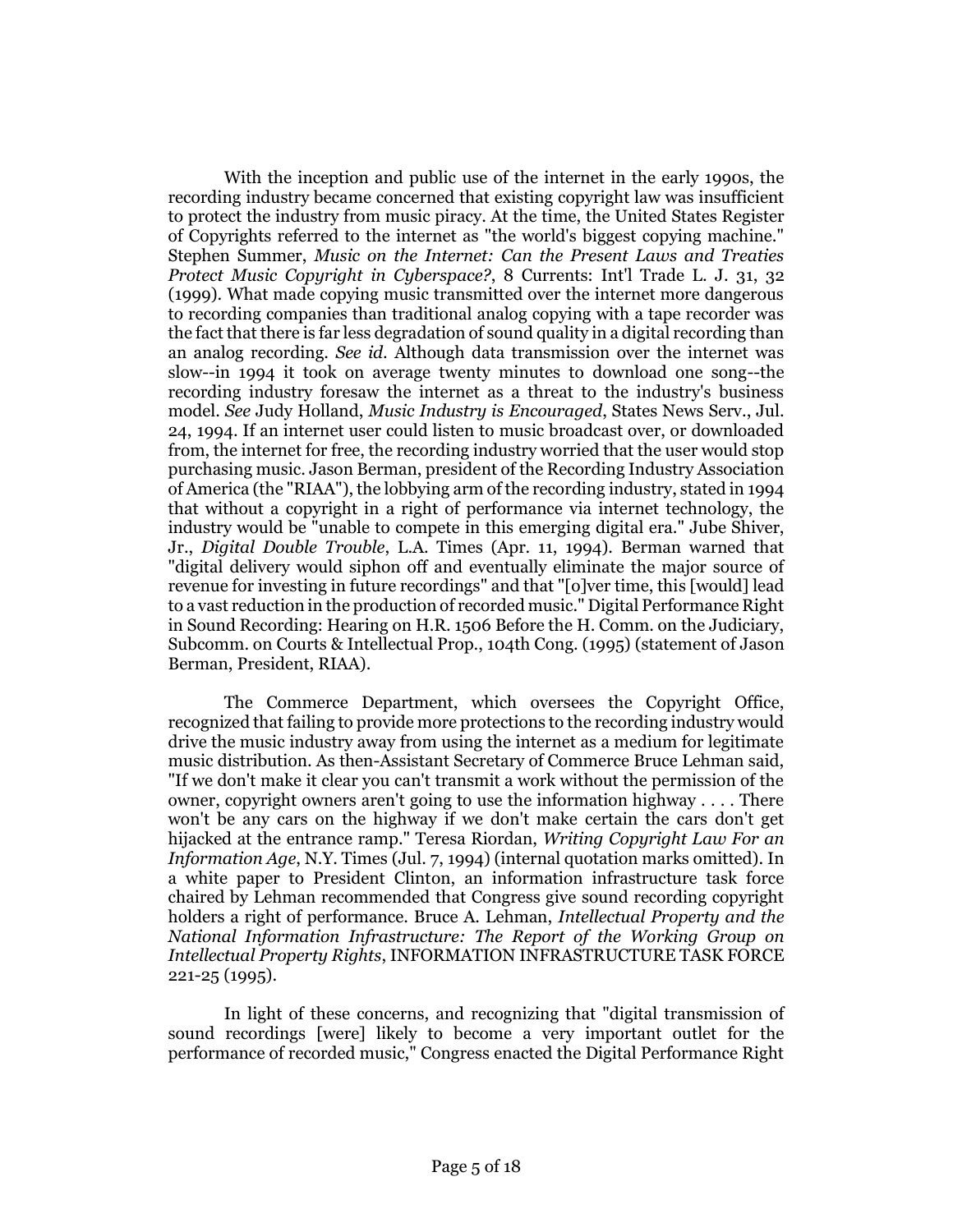With the inception and public use of the internet in the early 1990s, the recording industry became concerned that existing copyright law was insufficient to protect the industry from music piracy. At the time, the United States Register of Copyrights referred to the internet as "the world's biggest copying machine." Stephen Summer, *Music on the Internet: Can the Present Laws and Treaties Protect Music Copyright in Cyberspace?*, 8 Currents: Int'l Trade L. J. 31, 32 (1999). What made copying music transmitted over the internet more dangerous to recording companies than traditional analog copying with a tape recorder was the fact that there is far less degradation of sound quality in a digital recording than an analog recording. *See id.* Although data transmission over the internet was slow--in 1994 it took on average twenty minutes to download one song--the recording industry foresaw the internet as a threat to the industry's business model. *See* Judy Holland, *Music Industry is Encouraged*, States News Serv., Jul. 24, 1994. If an internet user could listen to music broadcast over, or downloaded from, the internet for free, the recording industry worried that the user would stop purchasing music. Jason Berman, president of the Recording Industry Association of America (the "RIAA"), the lobbying arm of the recording industry, stated in 1994 that without a copyright in a right of performance via internet technology, the industry would be "unable to compete in this emerging digital era." Jube Shiver, Jr., *Digital Double Trouble*, L.A. Times (Apr. 11, 1994). Berman warned that "digital delivery would siphon off and eventually eliminate the major source of revenue for investing in future recordings" and that "[o]ver time, this [would] lead to a vast reduction in the production of recorded music." Digital Performance Right in Sound Recording: Hearing on H.R. 1506 Before the H. Comm. on the Judiciary, Subcomm. on Courts & Intellectual Prop., 104th Cong. (1995) (statement of Jason Berman, President, RIAA).

The Commerce Department, which oversees the Copyright Office, recognized that failing to provide more protections to the recording industry would drive the music industry away from using the internet as a medium for legitimate music distribution. As then-Assistant Secretary of Commerce Bruce Lehman said, "If we don't make it clear you can't transmit a work without the permission of the owner, copyright owners aren't going to use the information highway . . . . There won't be any cars on the highway if we don't make certain the cars don't get hijacked at the entrance ramp." Teresa Riordan, *Writing Copyright Law For an Information Age*, N.Y. Times (Jul. 7, 1994) (internal quotation marks omitted). In a white paper to President Clinton, an information infrastructure task force chaired by Lehman recommended that Congress give sound recording copyright holders a right of performance. Bruce A. Lehman, *Intellectual Property and the National Information Infrastructure: The Report of the Working Group on Intellectual Property Rights*, INFORMATION INFRASTRUCTURE TASK FORCE 221-25 (1995).

In light of these concerns, and recognizing that "digital transmission of sound recordings [were] likely to become a very important outlet for the performance of recorded music," Congress enacted the Digital Performance Right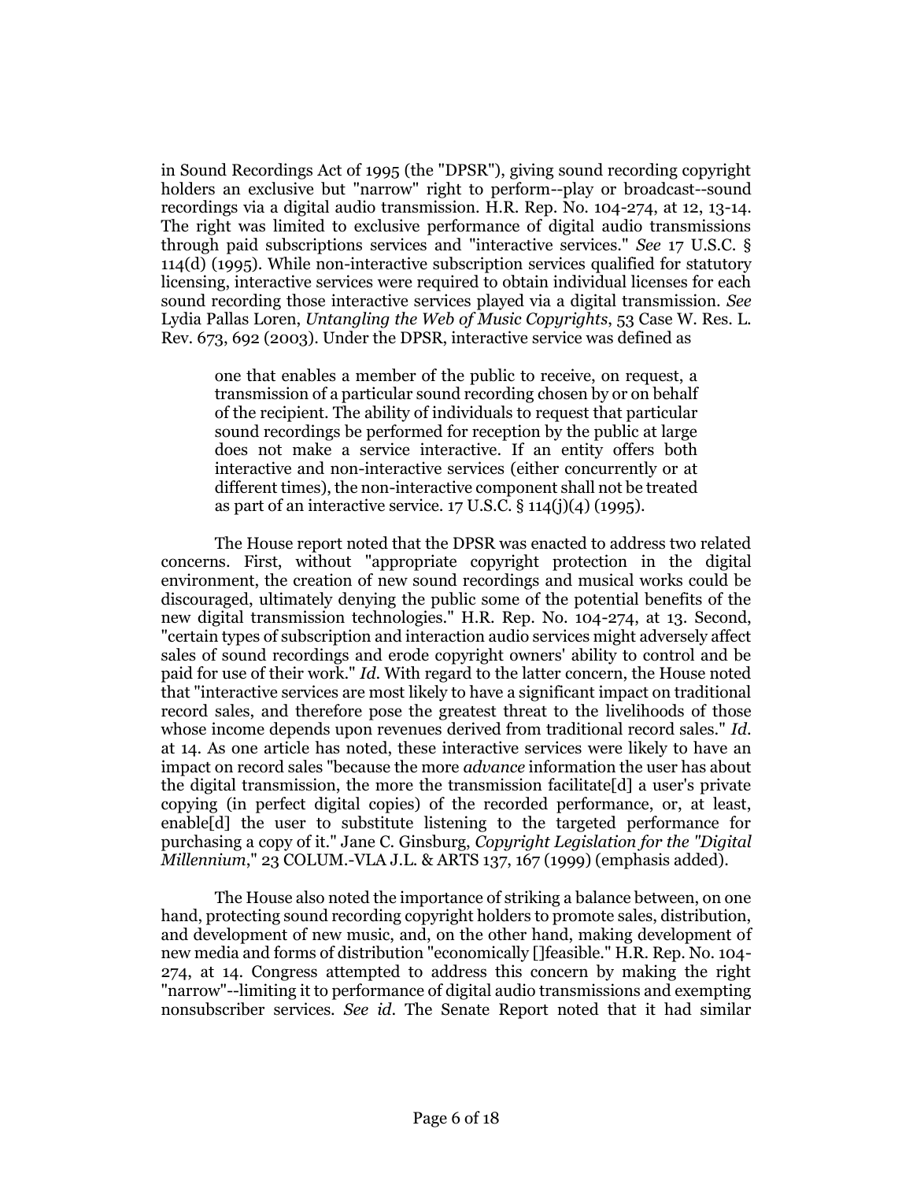in Sound Recordings Act of 1995 (the "DPSR"), giving sound recording copyright holders an exclusive but "narrow" right to perform--play or broadcast--sound recordings via a digital audio transmission. H.R. Rep. No. 104-274, at 12, 13-14. The right was limited to exclusive performance of digital audio transmissions through paid subscriptions services and "interactive services." *See* 17 U.S.C. § 114(d) (1995). While non-interactive subscription services qualified for statutory licensing, interactive services were required to obtain individual licenses for each sound recording those interactive services played via a digital transmission. *See* Lydia Pallas Loren, *Untangling the Web of Music Copyrights*, 53 Case W. Res. L. Rev. 673, 692 (2003). Under the DPSR, interactive service was defined as

> one that enables a member of the public to receive, on request, a transmission of a particular sound recording chosen by or on behalf of the recipient. The ability of individuals to request that particular sound recordings be performed for reception by the public at large does not make a service interactive. If an entity offers both interactive and non-interactive services (either concurrently or at different times), the non-interactive component shall not be treated as part of an interactive service. 17 U.S.C. § 114(j)(4) (1995).

The House report noted that the DPSR was enacted to address two related concerns. First, without "appropriate copyright protection in the digital environment, the creation of new sound recordings and musical works could be discouraged, ultimately denying the public some of the potential benefits of the new digital transmission technologies." H.R. Rep. No. 104-274, at 13. Second, "certain types of subscription and interaction audio services might adversely affect sales of sound recordings and erode copyright owners' ability to control and be paid for use of their work." *Id.* With regard to the latter concern, the House noted that "interactive services are most likely to have a significant impact on traditional record sales, and therefore pose the greatest threat to the livelihoods of those whose income depends upon revenues derived from traditional record sales." *Id.* at 14. As one article has noted, these interactive services were likely to have an impact on record sales "because the more *advance* information the user has about the digital transmission, the more the transmission facilitate[d] a user's private copying (in perfect digital copies) of the recorded performance, or, at least, enable[d] the user to substitute listening to the targeted performance for purchasing a copy of it." Jane C. Ginsburg, *Copyright Legislation for the "Digital Millennium*," 23 COLUM.-VLA J.L. & ARTS 137, 167 (1999) (emphasis added).

The House also noted the importance of striking a balance between, on one hand, protecting sound recording copyright holders to promote sales, distribution, and development of new music, and, on the other hand, making development of new media and forms of distribution "economically []feasible." H.R. Rep. No. 104-274, at 14. Congress attempted to address this concern by making the right "narrow"--limiting it to performance of digital audio transmissions and exempting nonsubscriber services. *See id*. The Senate Report noted that it had similar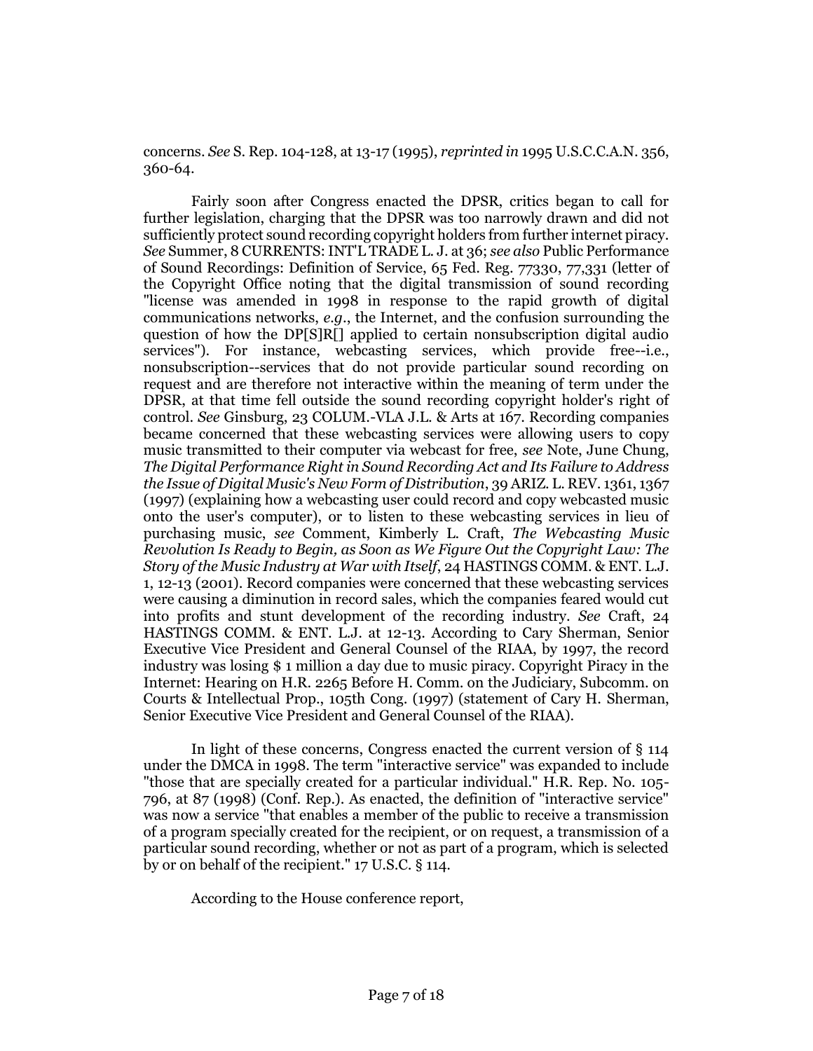concerns. *See* S. Rep. 104-128, at 13-17 (1995), *reprinted in* 1995 U.S.C.C.A.N. 356, 360-64.

Fairly soon after Congress enacted the DPSR, critics began to call for further legislation, charging that the DPSR was too narrowly drawn and did not sufficiently protect sound recording copyright holders from further internet piracy. *See* Summer, 8 CURRENTS: INT'L TRADE L. J. at 36; *see also* Public Performance of Sound Recordings: Definition of Service, 65 Fed. Reg. 77330, 77,331 (letter of the Copyright Office noting that the digital transmission of sound recording "license was amended in 1998 in response to the rapid growth of digital communications networks, *e.g.*, the Internet, and the confusion surrounding the question of how the DP[S]R[] applied to certain nonsubscription digital audio services"). For instance, webcasting services, which provide free--i.e., nonsubscription--services that do not provide particular sound recording on request and are therefore not interactive within the meaning of term under the DPSR, at that time fell outside the sound recording copyright holder's right of control. *See* Ginsburg, 23 COLUM.-VLA J.L. & Arts at 167. Recording companies became concerned that these webcasting services were allowing users to copy music transmitted to their computer via webcast for free, *see* Note, June Chung, *The Digital Performance Right in Sound Recording Act and Its Failure to Address the Issue of Digital Music's New Form of Distribution*, 39 ARIZ. L. REV. 1361, 1367 (1997) (explaining how a webcasting user could record and copy webcasted music onto the user's computer), or to listen to these webcasting services in lieu of purchasing music, *see* Comment, Kimberly L. Craft, *The Webcasting Music Revolution Is Ready to Begin, as Soon as We Figure Out the Copyright Law: The Story of the Music Industry at War with Itself*, 24 HASTINGS COMM. & ENT. L.J. 1, 12-13 (2001). Record companies were concerned that these webcasting services were causing a diminution in record sales, which the companies feared would cut into profits and stunt development of the recording industry. *See* Craft, 24 HASTINGS COMM. & ENT. L.J. at 12-13. According to Cary Sherman, Senior Executive Vice President and General Counsel of the RIAA, by 1997, the record industry was losing $ 1 million a day due to music piracy. Copyright Piracy in the Internet: Hearing on H.R. 2265 Before H. Comm. on the Judiciary, Subcomm. on Courts & Intellectual Prop., 105th Cong. (1997) (statement of Cary H. Sherman, Senior Executive Vice President and General Counsel of the RIAA).

In light of these concerns, Congress enacted the current version of § 114 under the DMCA in 1998. The term "interactive service" was expanded to include "those that are specially created for a particular individual." H.R. Rep. No. 105-796, at 87 (1998) (Conf. Rep.). As enacted, the definition of "interactive service" was now a service "that enables a member of the public to receive a transmission of a program specially created for the recipient, or on request, a transmission of a particular sound recording, whether or not as part of a program, which is selected by or on behalf of the recipient." 17 U.S.C. § 114.

According to the House conference report,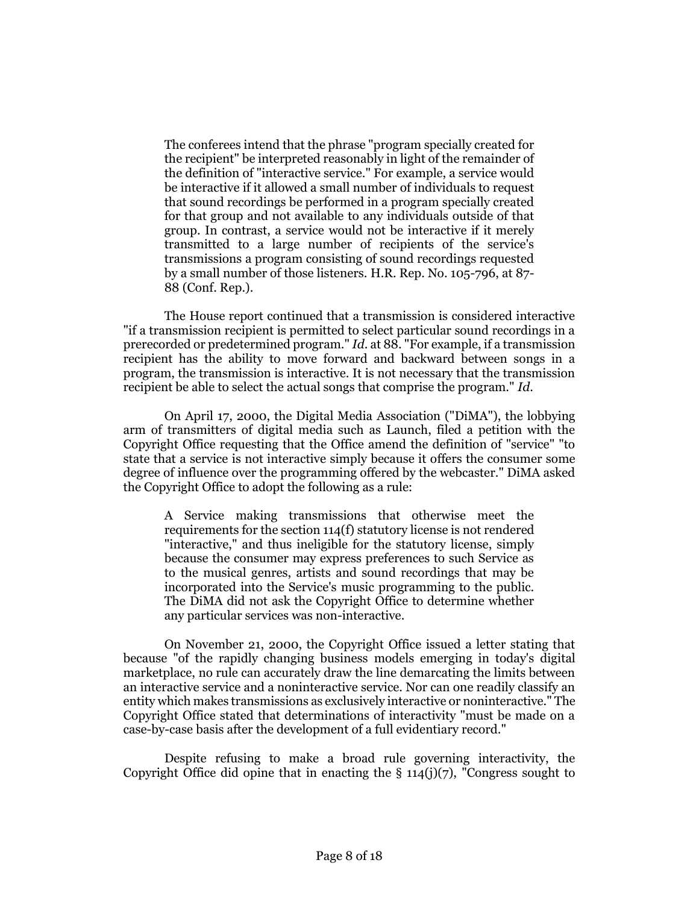> The conferees intend that the phrase "program specially created for the recipient" be interpreted reasonably in light of the remainder of the definition of "interactive service." For example, a service would be interactive if it allowed a small number of individuals to request that sound recordings be performed in a program specially created for that group and not available to any individuals outside of that group. In contrast, a service would not be interactive if it merely transmitted to a large number of recipients of the service's transmissions a program consisting of sound recordings requested by a small number of those listeners. H.R. Rep. No. 105-796, at 87-88 (Conf. Rep.).

The House report continued that a transmission is considered interactive "if a transmission recipient is permitted to select particular sound recordings in a prerecorded or predetermined program." *Id.* at 88. "For example, if a transmission recipient has the ability to move forward and backward between songs in a program, the transmission is interactive. It is not necessary that the transmission recipient be able to select the actual songs that comprise the program." *Id.*

On April 17, 2000, the Digital Media Association ("DiMA"), the lobbying arm of transmitters of digital media such as Launch, filed a petition with the Copyright Office requesting that the Office amend the definition of "service" "to state that a service is not interactive simply because it offers the consumer some degree of influence over the programming offered by the webcaster." DiMA asked the Copyright Office to adopt the following as a rule:

> A Service making transmissions that otherwise meet the requirements for the section 114(f) statutory license is not rendered "interactive," and thus ineligible for the statutory license, simply because the consumer may express preferences to such Service as to the musical genres, artists and sound recordings that may be incorporated into the Service's music programming to the public. The DiMA did not ask the Copyright Office to determine whether any particular services was non-interactive.

On November 21, 2000, the Copyright Office issued a letter stating that because "of the rapidly changing business models emerging in today's digital marketplace, no rule can accurately draw the line demarcating the limits between an interactive service and a noninteractive service. Nor can one readily classify an entity which makes transmissions as exclusively interactive or noninteractive." The Copyright Office stated that determinations of interactivity "must be made on a case-by-case basis after the development of a full evidentiary record."

Despite refusing to make a broad rule governing interactivity, the Copyright Office did opine that in enacting the § 114(j)(7), "Congress sought to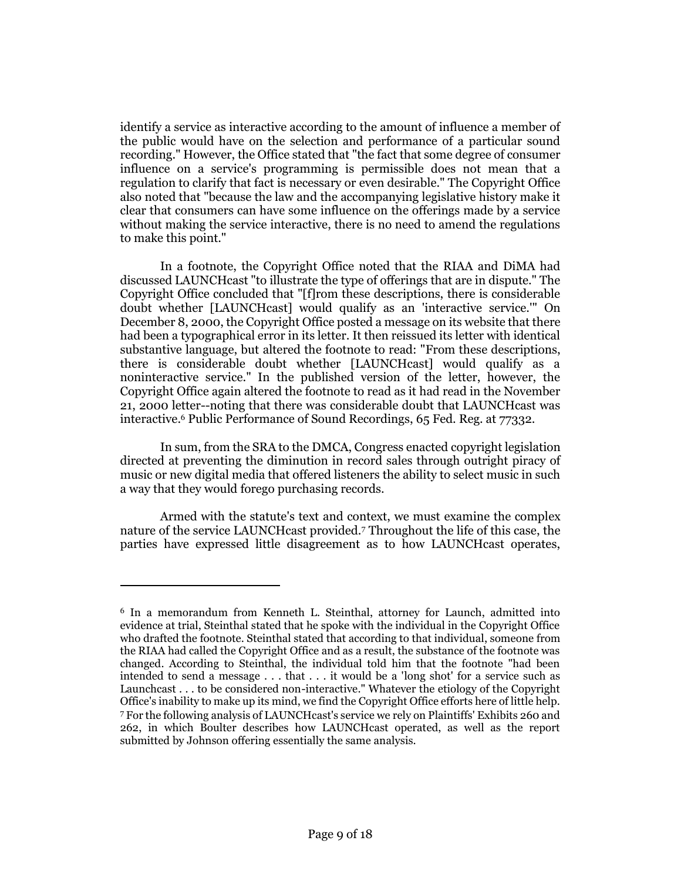identify a service as interactive according to the amount of influence a member of the public would have on the selection and performance of a particular sound recording." However, the Office stated that "the fact that some degree of consumer influence on a service's programming is permissible does not mean that a regulation to clarify that fact is necessary or even desirable." The Copyright Office also noted that "because the law and the accompanying legislative history make it clear that consumers can have some influence on the offerings made by a service without making the service interactive, there is no need to amend the regulations to make this point."

In a footnote, the Copyright Office noted that the RIAA and DiMA had discussed LAUNCHcast "to illustrate the type of offerings that are in dispute." The Copyright Office concluded that "[f]rom these descriptions, there is considerable doubt whether [LAUNCHcast] would qualify as an 'interactive service.'" On December 8, 2000, the Copyright Office posted a message on its website that there had been a typographical error in its letter. It then reissued its letter with identical substantive language, but altered the footnote to read: "From these descriptions, there is considerable doubt whether [LAUNCHcast] would qualify as a noninteractive service." In the published version of the letter, however, the Copyright Office again altered the footnote to read as it had read in the November 21, 2000 letter--noting that there was considerable doubt that LAUNCHcast was interactive.[6] Public Performance of Sound Recordings, 65 Fed. Reg. at 77332.

In sum, from the SRA to the DMCA, Congress enacted copyright legislation directed at preventing the diminution in record sales through outright piracy of music or new digital media that offered listeners the ability to select music in such a way that they would forego purchasing records.

Armed with the statute's text and context, we must examine the complex nature of the service LAUNCHcast provided.[7] Throughout the life of this case, the parties have expressed little disagreement as to how LAUNCHcast operates,

---

[6] In a memorandum from Kenneth L. Steinthal, attorney for Launch, admitted into evidence at trial, Steinthal stated that he spoke with the individual in the Copyright Office who drafted the footnote. Steinthal stated that according to that individual, someone from the RIAA had called the Copyright Office and as a result, the substance of the footnote was changed. According to Steinthal, the individual told him that the footnote "had been intended to send a message . . . that . . . it would be a 'long shot' for a service such as Launchcast . . . to be considered non-interactive." Whatever the etiology of the Copyright Office's inability to make up its mind, we find the Copyright Office efforts here of little help.

[7] For the following analysis of LAUNCHcast's service we rely on Plaintiffs' Exhibits 260 and 262, in which Boulter describes how LAUNCHcast operated, as well as the report submitted by Johnson offering essentially the same analysis.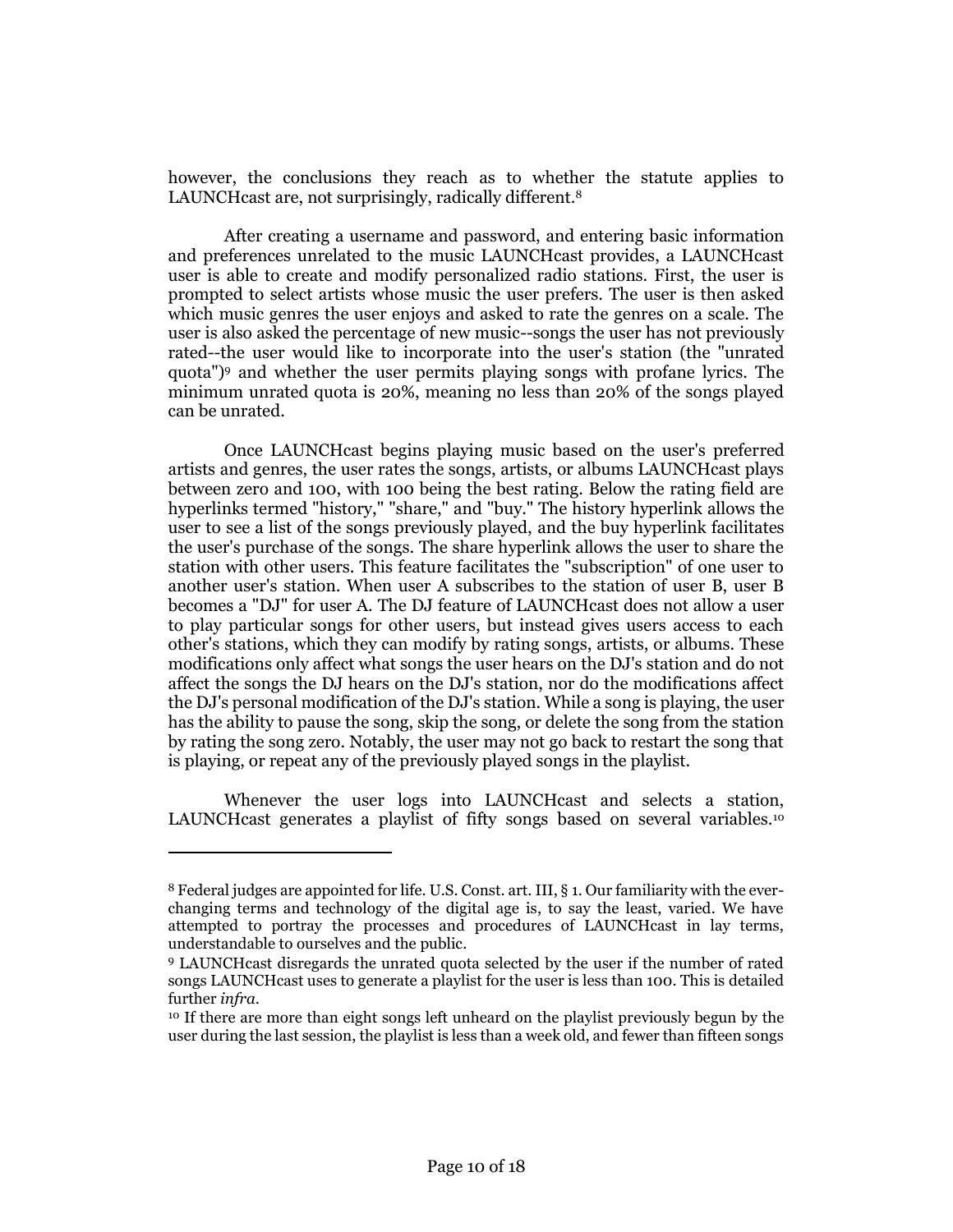however, the conclusions they reach as to whether the statute applies to LAUNCHcast are, not surprisingly, radically different.[8]

After creating a username and password, and entering basic information and preferences unrelated to the music LAUNCHcast provides, a LAUNCHcast user is able to create and modify personalized radio stations. First, the user is prompted to select artists whose music the user prefers. The user is then asked which music genres the user enjoys and asked to rate the genres on a scale. The user is also asked the percentage of new music--songs the user has not previously rated--the user would like to incorporate into the user's station (the "unrated quota")[9] and whether the user permits playing songs with profane lyrics. The minimum unrated quota is 20%, meaning no less than 20% of the songs played can be unrated.

Once LAUNCHcast begins playing music based on the user's preferred artists and genres, the user rates the songs, artists, or albums LAUNCHcast plays between zero and 100, with 100 being the best rating. Below the rating field are hyperlinks termed "history," "share," and "buy." The history hyperlink allows the user to see a list of the songs previously played, and the buy hyperlink facilitates the user's purchase of the songs. The share hyperlink allows the user to share the station with other users. This feature facilitates the "subscription" of one user to another user's station. When user A subscribes to the station of user B, user B becomes a "DJ" for user A. The DJ feature of LAUNCHcast does not allow a user to play particular songs for other users, but instead gives users access to each other's stations, which they can modify by rating songs, artists, or albums. These modifications only affect what songs the user hears on the DJ's station and do not affect the songs the DJ hears on the DJ's station, nor do the modifications affect the DJ's personal modification of the DJ's station. While a song is playing, the user has the ability to pause the song, skip the song, or delete the song from the station by rating the song zero. Notably, the user may not go back to restart the song that is playing, or repeat any of the previously played songs in the playlist.

Whenever the user logs into LAUNCHcast and selects a station, LAUNCHcast generates a playlist of fifty songs based on several variables.[10]

---

[8] Federal judges are appointed for life. U.S. Const. art. III, § 1. Our familiarity with the ever-changing terms and technology of the digital age is, to say the least, varied. We have attempted to portray the processes and procedures of LAUNCHcast in lay terms, understandable to ourselves and the public.

[9] LAUNCHcast disregards the unrated quota selected by the user if the number of rated songs LAUNCHcast uses to generate a playlist for the user is less than 100. This is detailed further *infra*.

[10] If there are more than eight songs left unheard on the playlist previously begun by the user during the last session, the playlist is less than a week old, and fewer than fifteen songs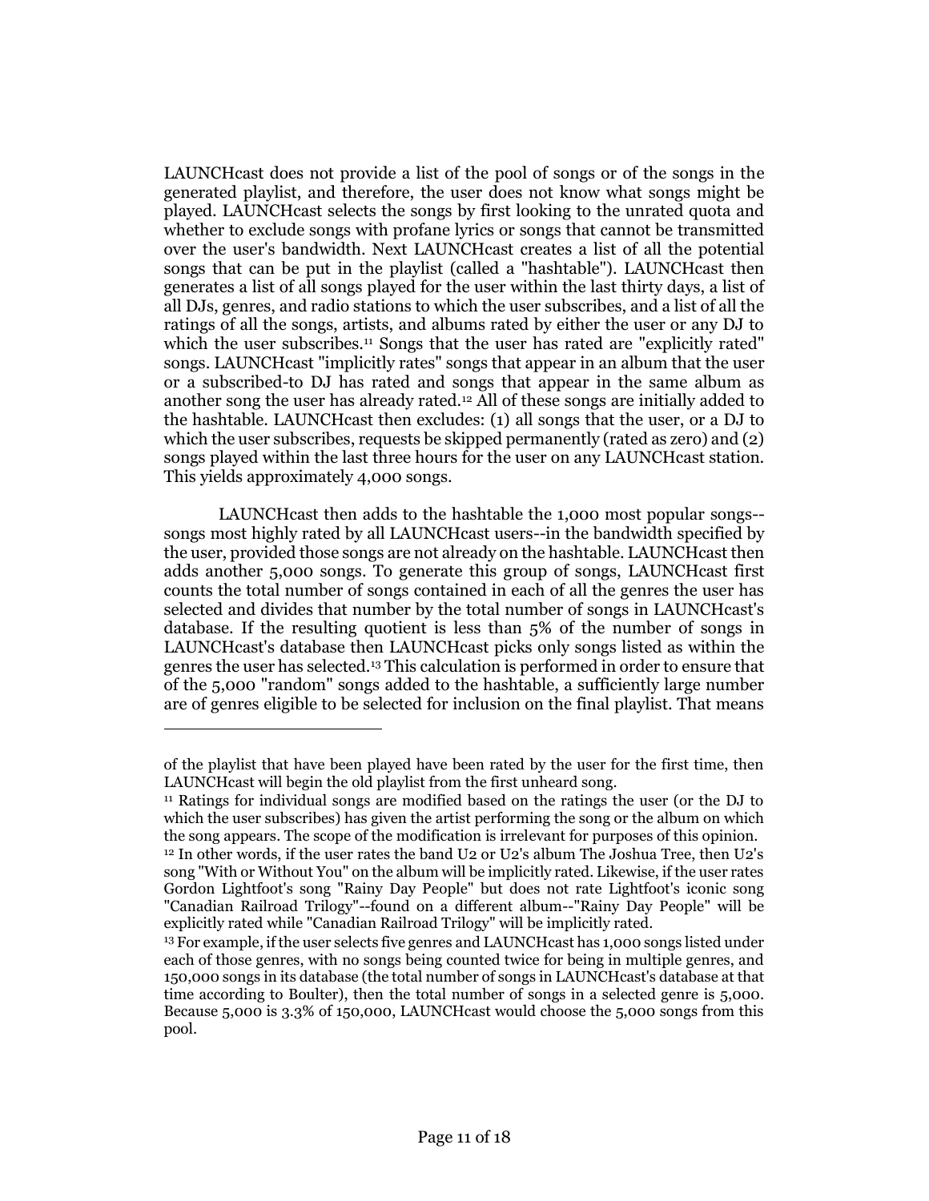LAUNCHcast does not provide a list of the pool of songs or of the songs in the generated playlist, and therefore, the user does not know what songs might be played. LAUNCHcast selects the songs by first looking to the unrated quota and whether to exclude songs with profane lyrics or songs that cannot be transmitted over the user's bandwidth. Next LAUNCHcast creates a list of all the potential songs that can be put in the playlist (called a "hashtable"). LAUNCHcast then generates a list of all songs played for the user within the last thirty days, a list of all DJs, genres, and radio stations to which the user subscribes, and a list of all the ratings of all the songs, artists, and albums rated by either the user or any DJ to which the user subscribes.[11] Songs that the user has rated are "explicitly rated" songs. LAUNCHcast "implicitly rates" songs that appear in an album that the user or a subscribed-to DJ has rated and songs that appear in the same album as another song the user has already rated.[12] All of these songs are initially added to the hashtable. LAUNCHcast then excludes: (1) all songs that the user, or a DJ to which the user subscribes, requests be skipped permanently (rated as zero) and (2) songs played within the last three hours for the user on any LAUNCHcast station. This yields approximately 4,000 songs.

LAUNCHcast then adds to the hashtable the 1,000 most popular songs--songs most highly rated by all LAUNCHcast users--in the bandwidth specified by the user, provided those songs are not already on the hashtable. LAUNCHcast then adds another 5,000 songs. To generate this group of songs, LAUNCHcast first counts the total number of songs contained in each of all the genres the user has selected and divides that number by the total number of songs in LAUNCHcast's database. If the resulting quotient is less than 5% of the number of songs in LAUNCHcast's database then LAUNCHcast picks only songs listed as within the genres the user has selected.[13] This calculation is performed in order to ensure that of the 5,000 "random" songs added to the hashtable, a sufficiently large number are of genres eligible to be selected for inclusion on the final playlist. That means

---

of the playlist that have been played have been rated by the user for the first time, then LAUNCHcast will begin the old playlist from the first unheard song.

[11] Ratings for individual songs are modified based on the ratings the user (or the DJ to which the user subscribes) has given the artist performing the song or the album on which the song appears. The scope of the modification is irrelevant for purposes of this opinion.

[12] In other words, if the user rates the band U2 or U2's album The Joshua Tree, then U2's song "With or Without You" on the album will be implicitly rated. Likewise, if the user rates Gordon Lightfoot's song "Rainy Day People" but does not rate Lightfoot's iconic song "Canadian Railroad Trilogy"--found on a different album--"Rainy Day People" will be explicitly rated while "Canadian Railroad Trilogy" will be implicitly rated.

[13] For example, if the user selects five genres and LAUNCHcast has 1,000 songs listed under each of those genres, with no songs being counted twice for being in multiple genres, and 150,000 songs in its database (the total number of songs in LAUNCHcast's database at that time according to Boulter), then the total number of songs in a selected genre is 5,000. Because 5,000 is 3.3% of 150,000, LAUNCHcast would choose the 5,000 songs from this pool.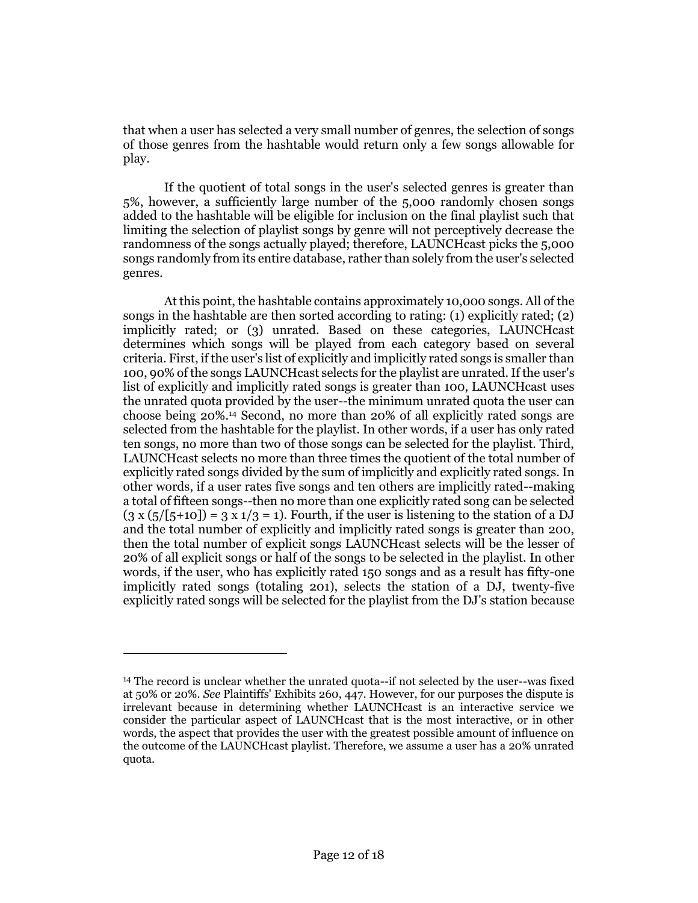that when a user has selected a very small number of genres, the selection of songs of those genres from the hashtable would return only a few songs allowable for play.

If the quotient of total songs in the user's selected genres is greater than 5%, however, a sufficiently large number of the 5,000 randomly chosen songs added to the hashtable will be eligible for inclusion on the final playlist such that limiting the selection of playlist songs by genre will not perceptively decrease the randomness of the songs actually played; therefore, LAUNCHcast picks the 5,000 songs randomly from its entire database, rather than solely from the user's selected genres.

At this point, the hashtable contains approximately 10,000 songs. All of the songs in the hashtable are then sorted according to rating: (1) explicitly rated; (2) implicitly rated; or (3) unrated. Based on these categories, LAUNCHcast determines which songs will be played from each category based on several criteria. First, if the user's list of explicitly and implicitly rated songs is smaller than 100, 90% of the songs LAUNCHcast selects for the playlist are unrated. If the user's list of explicitly and implicitly rated songs is greater than 100, LAUNCHcast uses the unrated quota provided by the user--the minimum unrated quota the user can choose being 20%.[14] Second, no more than 20% of all explicitly rated songs are selected from the hashtable for the playlist. In other words, if a user has only rated ten songs, no more than two of those songs can be selected for the playlist. Third, LAUNCHcast selects no more than three times the quotient of the total number of explicitly rated songs divided by the sum of implicitly and explicitly rated songs. In other words, if a user rates five songs and ten others are implicitly rated--making a total of fifteen songs--then no more than one explicitly rated song can be selected $(3 \times (5/[5+10]) = 3 \times 1/3 = 1)$. Fourth, if the user is listening to the station of a DJ and the total number of explicitly and implicitly rated songs is greater than 200, then the total number of explicit songs LAUNCHcast selects will be the lesser of 20% of all explicit songs or half of the songs to be selected in the playlist. In other words, if the user, who has explicitly rated 150 songs and as a result has fifty-one implicitly rated songs (totaling 201), selects the station of a DJ, twenty-five explicitly rated songs will be selected for the playlist from the DJ's station because

---

[14] The record is unclear whether the unrated quota--if not selected by the user--was fixed at 50% or 20%. *See* Plaintiffs' Exhibits 260, 447. However, for our purposes the dispute is irrelevant because in determining whether LAUNCHcast is an interactive service we consider the particular aspect of LAUNCHcast that is the most interactive, or in other words, the aspect that provides the user with the greatest possible amount of influence on the outcome of the LAUNCHcast playlist. Therefore, we assume a user has a 20% unrated quota.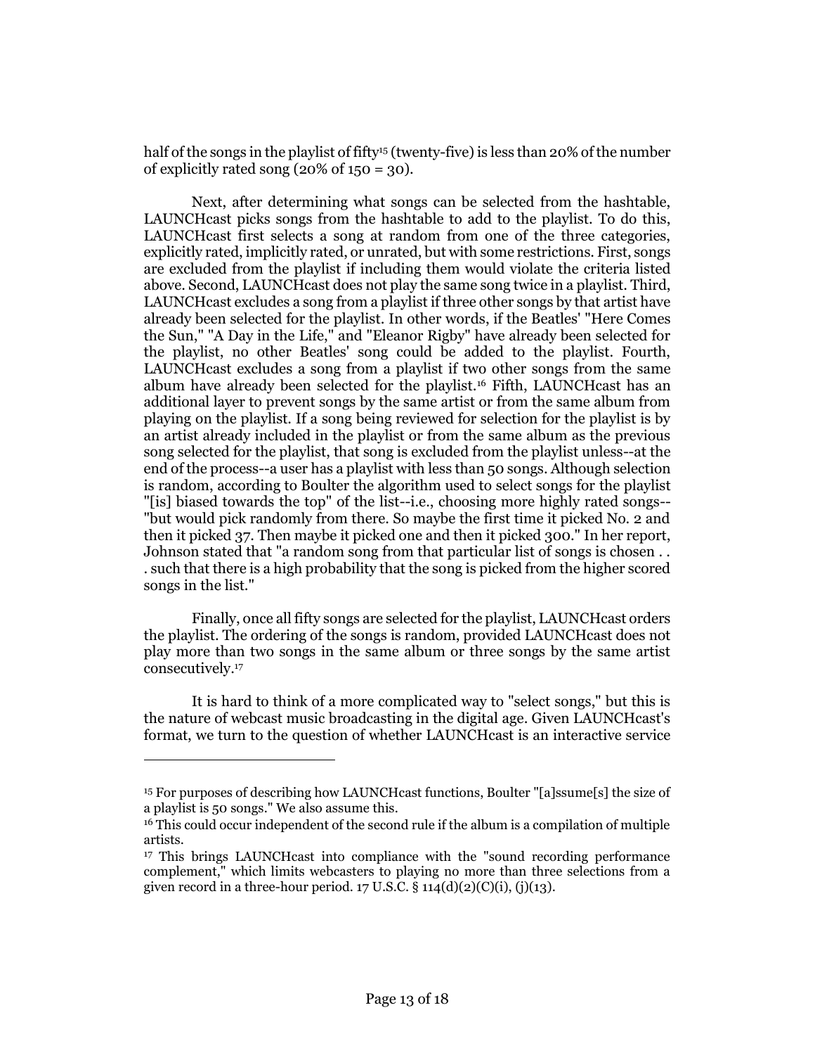half of the songs in the playlist of fifty[15] (twenty-five) is less than 20% of the number of explicitly rated song (20% of 150 = 30).

Next, after determining what songs can be selected from the hashtable, LAUNCHcast picks songs from the hashtable to add to the playlist. To do this, LAUNCHcast first selects a song at random from one of the three categories, explicitly rated, implicitly rated, or unrated, but with some restrictions. First, songs are excluded from the playlist if including them would violate the criteria listed above. Second, LAUNCHcast does not play the same song twice in a playlist. Third, LAUNCHcast excludes a song from a playlist if three other songs by that artist have already been selected for the playlist. In other words, if the Beatles' "Here Comes the Sun," "A Day in the Life," and "Eleanor Rigby" have already been selected for the playlist, no other Beatles' song could be added to the playlist. Fourth, LAUNCHcast excludes a song from a playlist if two other songs from the same album have already been selected for the playlist.[16] Fifth, LAUNCHcast has an additional layer to prevent songs by the same artist or from the same album from playing on the playlist. If a song being reviewed for selection for the playlist is by an artist already included in the playlist or from the same album as the previous song selected for the playlist, that song is excluded from the playlist unless--at the end of the process--a user has a playlist with less than 50 songs. Although selection is random, according to Boulter the algorithm used to select songs for the playlist "[is] biased towards the top" of the list--i.e., choosing more highly rated songs--"but would pick randomly from there. So maybe the first time it picked No. 2 and then it picked 37. Then maybe it picked one and then it picked 300." In her report, Johnson stated that "a random song from that particular list of songs is chosen . . . such that there is a high probability that the song is picked from the higher scored songs in the list."

Finally, once all fifty songs are selected for the playlist, LAUNCHcast orders the playlist. The ordering of the songs is random, provided LAUNCHcast does not play more than two songs in the same album or three songs by the same artist consecutively.[17]

It is hard to think of a more complicated way to "select songs," but this is the nature of webcast music broadcasting in the digital age. Given LAUNCHcast's format, we turn to the question of whether LAUNCHcast is an interactive service

---

[15] For purposes of describing how LAUNCHcast functions, Boulter "[a]ssume[s] the size of a playlist is 50 songs." We also assume this.

[16] This could occur independent of the second rule if the album is a compilation of multiple artists.

[17] This brings LAUNCHcast into compliance with the "sound recording performance complement," which limits webcasters to playing no more than three selections from a given record in a three-hour period. 17 U.S.C. § 114(d)(2)(C)(i), (j)(13).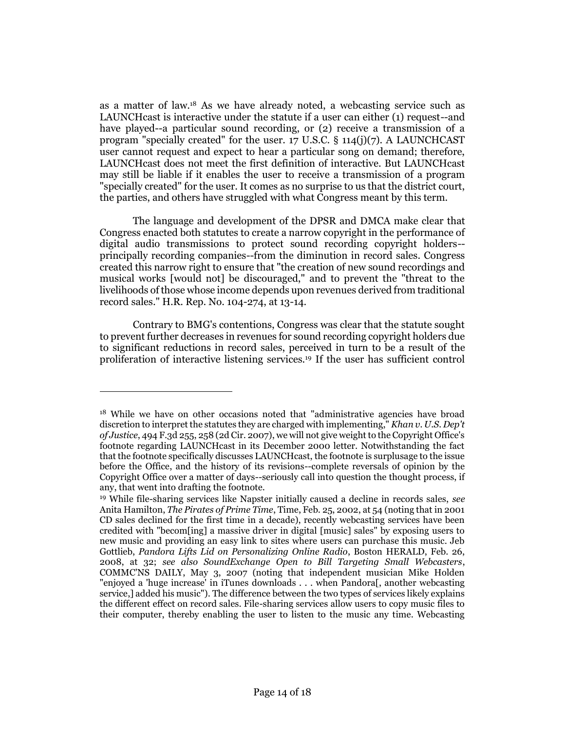as a matter of law.[18] As we have already noted, a webcasting service such as LAUNCHcast is interactive under the statute if a user can either (1) request--and have played--a particular sound recording, or (2) receive a transmission of a program "specially created" for the user. 17 U.S.C. § 114(j)(7). A LAUNCHCAST user cannot request and expect to hear a particular song on demand; therefore, LAUNCHcast does not meet the first definition of interactive. But LAUNCHcast may still be liable if it enables the user to receive a transmission of a program "specially created" for the user. It comes as no surprise to us that the district court, the parties, and others have struggled with what Congress meant by this term.

The language and development of the DPSR and DMCA make clear that Congress enacted both statutes to create a narrow copyright in the performance of digital audio transmissions to protect sound recording copyright holders--principally recording companies--from the diminution in record sales. Congress created this narrow right to ensure that "the creation of new sound recordings and musical works [would not] be discouraged," and to prevent the "threat to the livelihoods of those whose income depends upon revenues derived from traditional record sales." H.R. Rep. No. 104-274, at 13-14.

Contrary to BMG's contentions, Congress was clear that the statute sought to prevent further decreases in revenues for sound recording copyright holders due to significant reductions in record sales, perceived in turn to be a result of the proliferation of interactive listening services.[19] If the user has sufficient control

---

[18] While we have on other occasions noted that "administrative agencies have broad discretion to interpret the statutes they are charged with implementing," *Khan v. U.S. Dep't of Justice*, 494 F.3d 255, 258 (2d Cir. 2007), we will not give weight to the Copyright Office's footnote regarding LAUNCHcast in its December 2000 letter. Notwithstanding the fact that the footnote specifically discusses LAUNCHcast, the footnote is surplusage to the issue before the Office, and the history of its revisions--complete reversals of opinion by the Copyright Office over a matter of days--seriously call into question the thought process, if any, that went into drafting the footnote.

[19] While file-sharing services like Napster initially caused a decline in records sales, *see* Anita Hamilton, *The Pirates of Prime Time*, Time, Feb. 25, 2002, at 54 (noting that in 2001 CD sales declined for the first time in a decade), recently webcasting services have been credited with "becom[ing] a massive driver in digital [music] sales" by exposing users to new music and providing an easy link to sites where users can purchase this music. Jeb Gottlieb, *Pandora Lifts Lid on Personalizing Online Radio*, Boston HERALD, Feb. 26, 2008, at 32; *see also SoundExchange Open to Bill Targeting Small Webcasters*, COMMC'NS DAILY, May 3, 2007 (noting that independent musician Mike Holden "enjoyed a 'huge increase' in iTunes downloads . . . when Pandora[, another webcasting service,] added his music"). The difference between the two types of services likely explains the different effect on record sales. File-sharing services allow users to copy music files to their computer, thereby enabling the user to listen to the music any time. Webcasting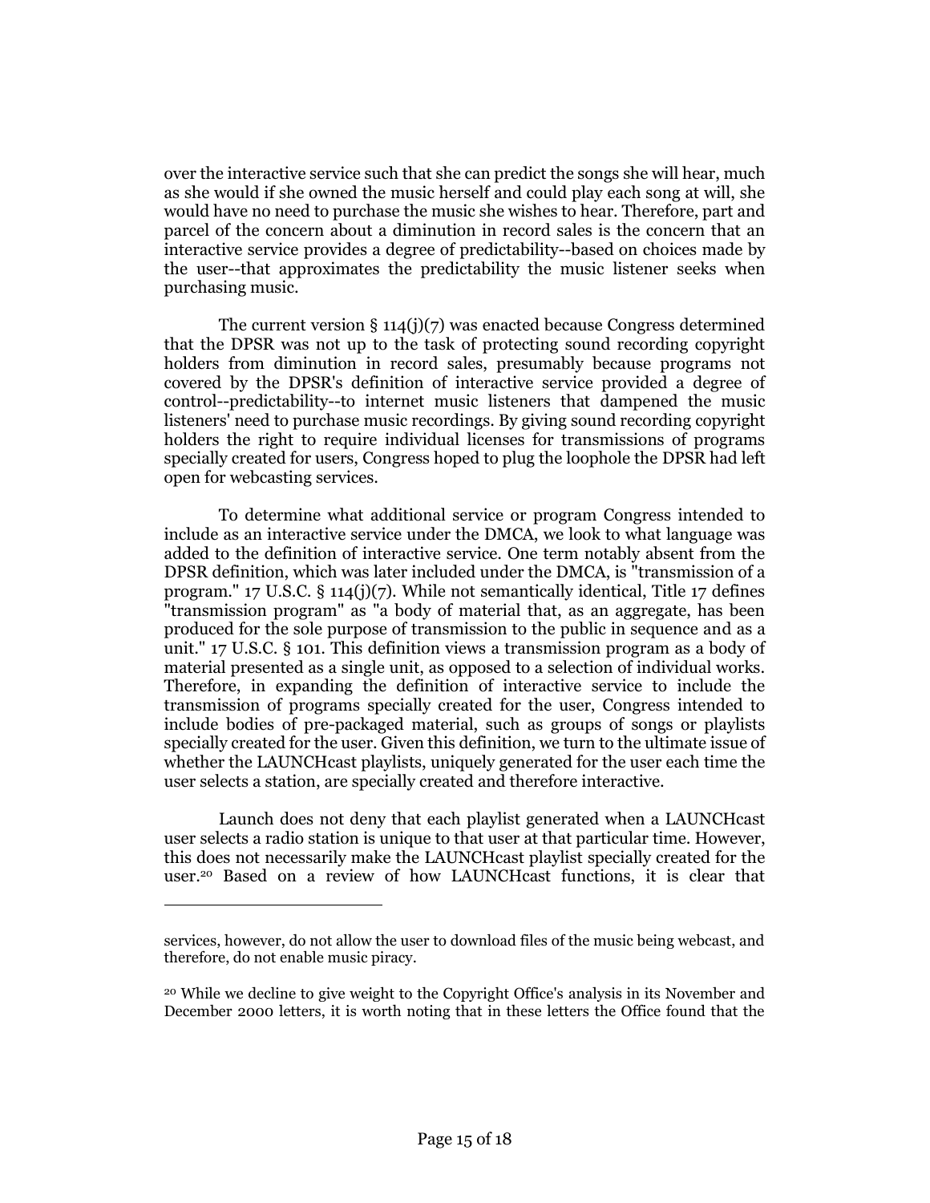over the interactive service such that she can predict the songs she will hear, much as she would if she owned the music herself and could play each song at will, she would have no need to purchase the music she wishes to hear. Therefore, part and parcel of the concern about a diminution in record sales is the concern that an interactive service provides a degree of predictability--based on choices made by the user--that approximates the predictability the music listener seeks when purchasing music.

The current version § 114(j)(7) was enacted because Congress determined that the DPSR was not up to the task of protecting sound recording copyright holders from diminution in record sales, presumably because programs not covered by the DPSR's definition of interactive service provided a degree of control--predictability--to internet music listeners that dampened the music listeners' need to purchase music recordings. By giving sound recording copyright holders the right to require individual licenses for transmissions of programs specially created for users, Congress hoped to plug the loophole the DPSR had left open for webcasting services.

To determine what additional service or program Congress intended to include as an interactive service under the DMCA, we look to what language was added to the definition of interactive service. One term notably absent from the DPSR definition, which was later included under the DMCA, is "transmission of a program." 17 U.S.C. § 114(j)(7). While not semantically identical, Title 17 defines "transmission program" as "a body of material that, as an aggregate, has been produced for the sole purpose of transmission to the public in sequence and as a unit." 17 U.S.C. § 101. This definition views a transmission program as a body of material presented as a single unit, as opposed to a selection of individual works. Therefore, in expanding the definition of interactive service to include the transmission of programs specially created for the user, Congress intended to include bodies of pre-packaged material, such as groups of songs or playlists specially created for the user. Given this definition, we turn to the ultimate issue of whether the LAUNCHcast playlists, uniquely generated for the user each time the user selects a station, are specially created and therefore interactive.

Launch does not deny that each playlist generated when a LAUNCHcast user selects a radio station is unique to that user at that particular time. However, this does not necessarily make the LAUNCHcast playlist specially created for the user.[20] Based on a review of how LAUNCHcast functions, it is clear that

---

services, however, do not allow the user to download files of the music being webcast, and therefore, do not enable music piracy.

[20] While we decline to give weight to the Copyright Office's analysis in its November and December 2000 letters, it is worth noting that in these letters the Office found that the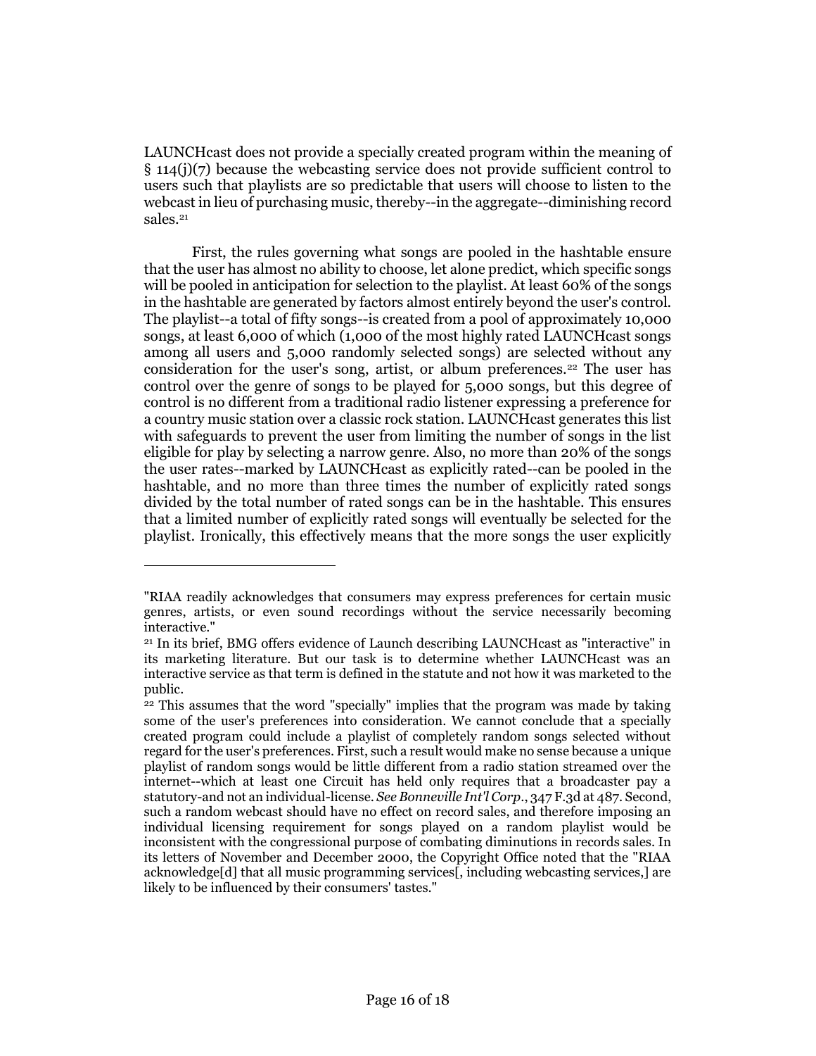LAUNCHcast does not provide a specially created program within the meaning of § 114(j)(7) because the webcasting service does not provide sufficient control to users such that playlists are so predictable that users will choose to listen to the webcast in lieu of purchasing music, thereby--in the aggregate--diminishing record sales.[21]

First, the rules governing what songs are pooled in the hashtable ensure that the user has almost no ability to choose, let alone predict, which specific songs will be pooled in anticipation for selection to the playlist. At least 60% of the songs in the hashtable are generated by factors almost entirely beyond the user's control. The playlist--a total of fifty songs--is created from a pool of approximately 10,000 songs, at least 6,000 of which (1,000 of the most highly rated LAUNCHcast songs among all users and 5,000 randomly selected songs) are selected without any consideration for the user's song, artist, or album preferences.[22] The user has control over the genre of songs to be played for 5,000 songs, but this degree of control is no different from a traditional radio listener expressing a preference for a country music station over a classic rock station. LAUNCHcast generates this list with safeguards to prevent the user from limiting the number of songs in the list eligible for play by selecting a narrow genre. Also, no more than 20% of the songs the user rates--marked by LAUNCHcast as explicitly rated--can be pooled in the hashtable, and no more than three times the number of explicitly rated songs divided by the total number of rated songs can be in the hashtable. This ensures that a limited number of explicitly rated songs will eventually be selected for the playlist. Ironically, this effectively means that the more songs the user explicitly

---

"RIAA readily acknowledges that consumers may express preferences for certain music genres, artists, or even sound recordings without the service necessarily becoming interactive."

[21] In its brief, BMG offers evidence of Launch describing LAUNCHcast as "interactive" in its marketing literature. But our task is to determine whether LAUNCHcast was an interactive service as that term is defined in the statute and not how it was marketed to the public.

[22] This assumes that the word "specially" implies that the program was made by taking some of the user's preferences into consideration. We cannot conclude that a specially created program could include a playlist of completely random songs selected without regard for the user's preferences. First, such a result would make no sense because a unique playlist of random songs would be little different from a radio station streamed over the internet--which at least one Circuit has held only requires that a broadcaster pay a statutory-and not an individual-license. *See Bonneville Int'l Corp.*, 347 F.3d at 487. Second, such a random webcast should have no effect on record sales, and therefore imposing an individual licensing requirement for songs played on a random playlist would be inconsistent with the congressional purpose of combating diminutions in records sales. In its letters of November and December 2000, the Copyright Office noted that the "RIAA acknowledge[d] that all music programming services[, including webcasting services,] are likely to be influenced by their consumers' tastes."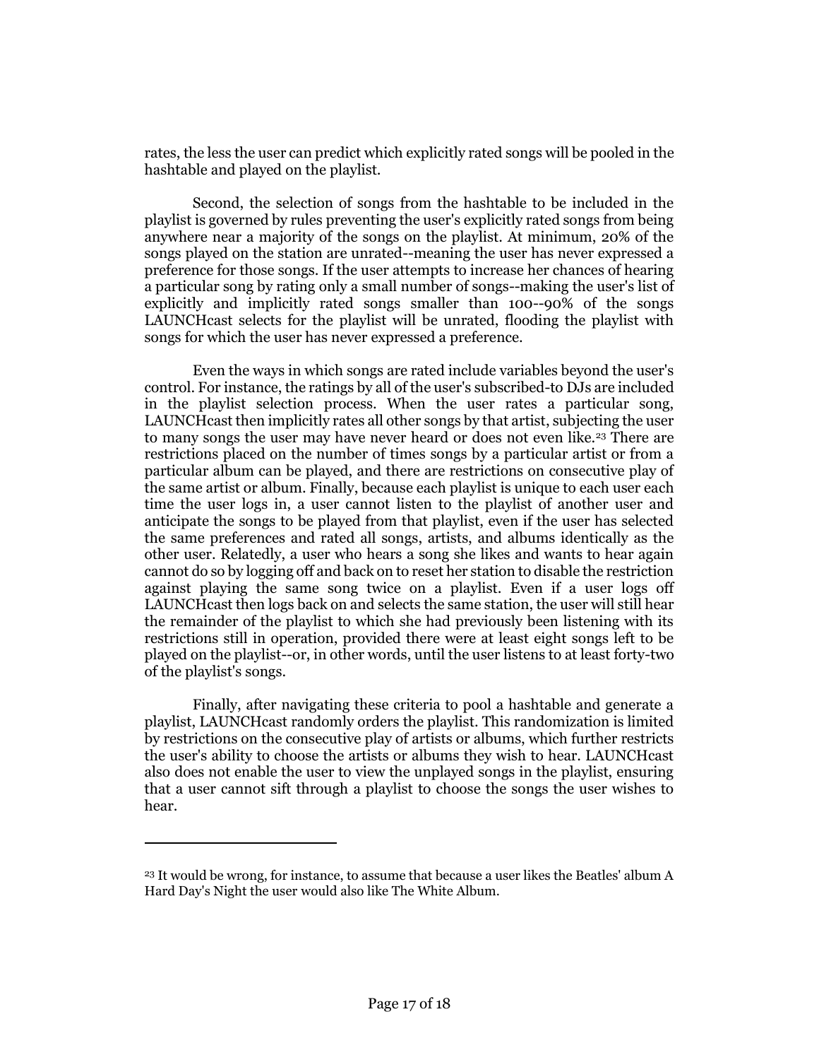rates, the less the user can predict which explicitly rated songs will be pooled in the hashtable and played on the playlist.

Second, the selection of songs from the hashtable to be included in the playlist is governed by rules preventing the user's explicitly rated songs from being anywhere near a majority of the songs on the playlist. At minimum, 20% of the songs played on the station are unrated--meaning the user has never expressed a preference for those songs. If the user attempts to increase her chances of hearing a particular song by rating only a small number of songs--making the user's list of explicitly and implicitly rated songs smaller than 100--90% of the songs LAUNCHcast selects for the playlist will be unrated, flooding the playlist with songs for which the user has never expressed a preference.

Even the ways in which songs are rated include variables beyond the user's control. For instance, the ratings by all of the user's subscribed-to DJs are included in the playlist selection process. When the user rates a particular song, LAUNCHcast then implicitly rates all other songs by that artist, subjecting the user to many songs the user may have never heard or does not even like.[23] There are restrictions placed on the number of times songs by a particular artist or from a particular album can be played, and there are restrictions on consecutive play of the same artist or album. Finally, because each playlist is unique to each user each time the user logs in, a user cannot listen to the playlist of another user and anticipate the songs to be played from that playlist, even if the user has selected the same preferences and rated all songs, artists, and albums identically as the other user. Relatedly, a user who hears a song she likes and wants to hear again cannot do so by logging off and back on to reset her station to disable the restriction against playing the same song twice on a playlist. Even if a user logs off LAUNCHcast then logs back on and selects the same station, the user will still hear the remainder of the playlist to which she had previously been listening with its restrictions still in operation, provided there were at least eight songs left to be played on the playlist--or, in other words, until the user listens to at least forty-two of the playlist's songs.

Finally, after navigating these criteria to pool a hashtable and generate a playlist, LAUNCHcast randomly orders the playlist. This randomization is limited by restrictions on the consecutive play of artists or albums, which further restricts the user's ability to choose the artists or albums they wish to hear. LAUNCHcast also does not enable the user to view the unplayed songs in the playlist, ensuring that a user cannot sift through a playlist to choose the songs the user wishes to hear.

---

[23] It would be wrong, for instance, to assume that because a user likes the Beatles' album A Hard Day's Night the user would also like The White Album.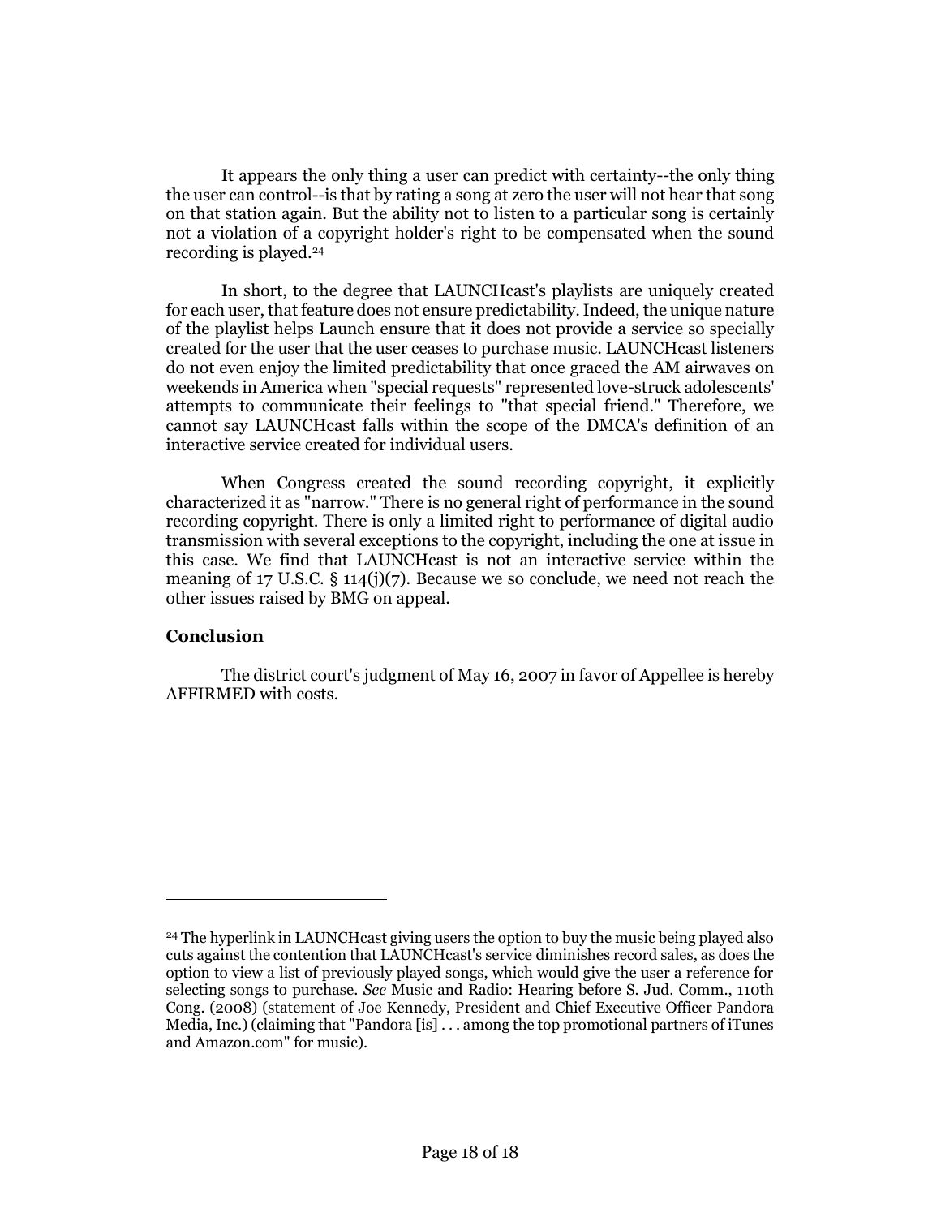It appears the only thing a user can predict with certainty--the only thing the user can control--is that by rating a song at zero the user will not hear that song on that station again. But the ability not to listen to a particular song is certainly not a violation of a copyright holder's right to be compensated when the sound recording is played.[24]

In short, to the degree that LAUNCHcast's playlists are uniquely created for each user, that feature does not ensure predictability. Indeed, the unique nature of the playlist helps Launch ensure that it does not provide a service so specially created for the user that the user ceases to purchase music. LAUNCHcast listeners do not even enjoy the limited predictability that once graced the AM airwaves on weekends in America when "special requests" represented love-struck adolescents' attempts to communicate their feelings to "that special friend." Therefore, we cannot say LAUNCHcast falls within the scope of the DMCA's definition of an interactive service created for individual users.

When Congress created the sound recording copyright, it explicitly characterized it as "narrow." There is no general right of performance in the sound recording copyright. There is only a limited right to performance of digital audio transmission with several exceptions to the copyright, including the one at issue in this case. We find that LAUNCHcast is not an interactive service within the meaning of 17 U.S.C. § 114(j)(7). Because we so conclude, we need not reach the other issues raised by BMG on appeal.

### Conclusion

The district court's judgment of May 16, 2007 in favor of Appellee is hereby AFFIRMED with costs.

---

[24] The hyperlink in LAUNCHcast giving users the option to buy the music being played also cuts against the contention that LAUNCHcast's service diminishes record sales, as does the option to view a list of previously played songs, which would give the user a reference for selecting songs to purchase. *See* Music and Radio: Hearing before S. Jud. Comm., 110th Cong. (2008) (statement of Joe Kennedy, President and Chief Executive Officer Pandora Media, Inc.) (claiming that "Pandora [is] . . . among the top promotional partners of iTunes and Amazon.com" for music).